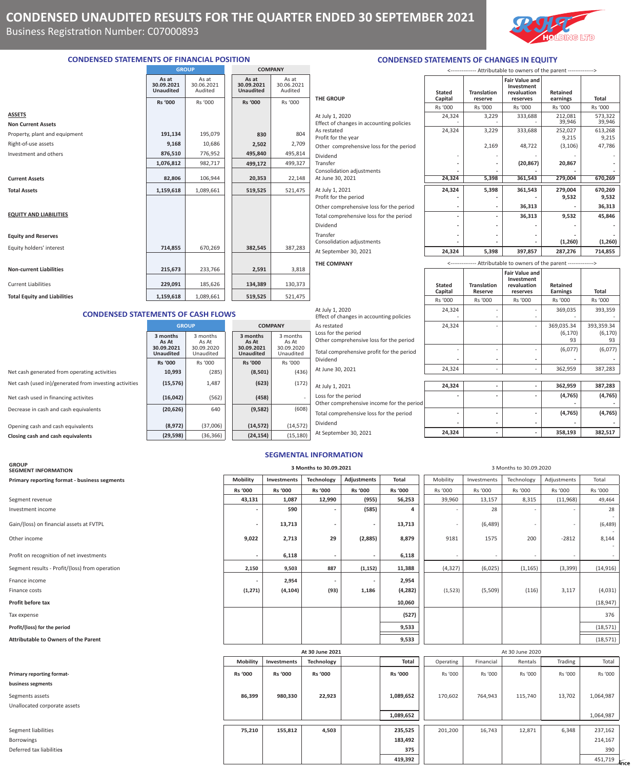# CONDENSED UNAUDITED RESULTS FOR THE QUARTER ENDED 30 SEPTEMBER 2021

Business Registration Number: C07000893

RHT HOLDING LTD

## CONDENSED STATEMENTS OF FINANCIAL POSITION

| | GROUP | | COMPANY | |
|---|---|---|---|---|
| | As at 30.09.2021 Unaudited | As at 30.06.2021 Audited | As at 30.09.2021 Unaudited | As at 30.06.2021 Audited |
| | Rs '000 | Rs '000 | Rs '000 | Rs '000 |
| **ASSETS** | | | | |
| **Non Current Assets** | | | | |
| Property, plant and equipment | 191,134 | 195,079 | 830 | 804 |
| Right-of-use assets | 9,168 | 10,686 | 2,502 | 2,709 |
| Investment and others | 876,510 | 776,952 | 495,840 | 495,814 |
| | 1,076,812 | 982,717 | 499,172 | 499,327 |
| **Current Assets** | 82,806 | 106,944 | 20,353 | 22,148 |
| **Total Assets** | 1,159,618 | 1,089,661 | 519,525 | 521,475 |
| **EQUITY AND LIABILITIES** | | | | |
| **Equity and Reserves** | | | | |
| Equity holders' interest | 714,855 | 670,269 | 382,545 | 387,283 |
| **Non-current Liabilities** | 215,673 | 233,766 | 2,591 | 3,818 |
| Current Liabilities | 229,091 | 185,626 | 134,389 | 130,373 |
| **Total Equity and Liabilities** | 1,159,618 | 1,089,661 | 519,525 | 521,475 |

## CONDENSED STATEMENTS OF CASH FLOWS

| | GROUP | | COMPANY | |
|---|---|---|---|---|
| | 3 months As At 30.09.2021 Unaudited | 3 months As At 30.09.2020 Unaudited | 3 months As At 30.09.2021 Unaudited | 3 months As At 30.09.2020 Unaudited |
| | Rs '000 | Rs '000 | Rs '000 | Rs '000 |
| Net cash generated from operating activities | 10,993 | (285) | (8,501) | (436) |
| Net cash (used in)/generated from investing activities | (15,576) | 1,487 | (623) | (172) |
| Net cash used in financing activites | (16,042) | (562) | (458) | - |
| Decrease in cash and cash equivalents | (20,626) | 640 | (9,582) | (608) |
| Opening cash and cash equivalents | (8,972) | (37,006) | (14,572) | (14,572) |
| **Closing cash and cash equivalents** | (29,598) | (36,366) | (24,154) | (15,180) |

## CONDENSED STATEMENTS OF CHANGES IN EQUITY

<-------------- Attributable to owners of the parent -------------->

| THE GROUP | Stated Capital | Translation reserve | Fair Value and Investment revaluation reserves | Retained earnings | Total |
|---|---|---|---|---|---|
| | Rs '000 | Rs '000 | Rs '000 | Rs '000 | Rs '000 |
| At July 1, 2020 | 24,324 | 3,229 | 333,688 | 212,081 | 573,322 |
| Effect of changes in accounting policies | - | - | - | 39,946 | 39,946 |
| As restated | 24,324 | 3,229 | 333,688 | 252,027 | 613,268 |
| Profit for the year | | | | 9,215 | 9,215 |
| Other comprehensive loss for the period | | 2,169 | 48,722 | (3,106) | 47,786 |
| Dividend | - | - | - | - | - |
| Transfer | - | - | (20,867) | 20,867 | - |
| Consolidation adjustments | - | - | - | - | - |
| At June 30, 2021 | 24,324 | 5,398 | 361,543 | 279,004 | 670,269 |
| At July 1, 2021 | 24,324 | 5,398 | 361,543 | 279,004 | 670,269 |
| Profit for the period | - | - | - | 9,532 | 9,532 |
| Other comprehensive loss for the period | - | - | 36,313 | - | 36,313 |
| Total comprehensive loss for the period | - | - | 36,313 | 9,532 | 45,846 |
| Dividend | - | - | - | - | - |
| Transfer | - | - | - | - | - |
| Consolidation adjustments | - | - | - | (1,260) | (1,260) |
| At September 30, 2021 | 24,324 | 5,398 | 397,857 | 287,276 | 714,855 |

<-------------- Attributable to owners of the parent -------------->

| THE COMPANY | Stated Capital | Translation Reserve | Fair Value and Investment revaluation reserves | Retained Earnings | Total |
|---|---|---|---|---|---|
| | Rs '000 | Rs '000 | Rs '000 | Rs '000 | Rs '000 |
| At July 1, 2020 | 24,324 | - | - | 369,035 | 393,359 |
| Effect of changes in accounting policies | - | - | - | - | - |
| As restated | 24,324 | - | - | 369,035.34 | 393,359.34 |
| Loss for the period | | | | (6,170) | (6,170) |
| Other comprehensive loss for the period | | | | 93 | 93 |
| Total comprehensive profit for the period | - | - | - | (6,077) | (6,077) |
| Dividend | - | - | - | - | - |
| At June 30, 2021 | 24,324 | - | - | 362,959 | 387,283 |
| At July 1, 2021 | 24,324 | - | - | 362,959 | 387,283 |
| Loss for the period | - | - | - | (4,765) | (4,765) |
| Other comprehensive income for the period | | | | - | - |
| Total comprehensive loss for the period | - | - | - | (4,765) | (4,765) |
| Dividend | - | - | - | - | - |
| At September 30, 2021 | 24,324 | - | - | 358,193 | 382,517 |

## SEGMENTAL INFORMATION

**GROUP**
**SEGMENT INFORMATION**

| **Primary reporting format - business segments** | 3 Months to 30.09.2021 | | | | | 3 Months to 30.09.2020 | | | | |
|---|---|---|---|---|---|---|---|---|---|---|
| | Mobility | Investments | Technology | Adjustments | Total | Mobility | Investments | Technology | Adjustments | Total |
| | Rs '000 | Rs '000 | Rs '000 | Rs '000 | Rs '000 | Rs '000 | Rs '000 | Rs '000 | Rs '000 | Rs '000 |
| Segment revenue | 43,131 | 1,087 | 12,990 | (955) | 56,253 | 39,960 | 13,157 | 8,315 | (11,968) | 49,464 |
| Investment income | - | 590 | - | (585) | 4 | - | 28 | - | - | 28 |
| Gain/(loss) on financial assets at FVTPL | - | 13,713 | - | - | 13,713 | - | (6,489) | - | - | (6,489) |
| Other income | 9,022 | 2,713 | 29 | (2,885) | 8,879 | 9181 | 1575 | 200 | -2812 | 8,144 |
| Profit on recognition of net investments | - | 6,118 | - | - | 6,118 | - | - | - | - | - |
| Segment results - Profit/(loss) from operation | 2,150 | 9,503 | 887 | (1,152) | 11,388 | (4,327) | (6,025) | (1,165) | (3,399) | (14,916) |
| Fnance income | - | 2,954 | - | - | 2,954 | | | | | |
| Finance costs | (1,271) | (4,104) | (93) | 1,186 | (4,282) | (1,523) | (5,509) | (116) | 3,117 | (4,031) |
| **Profit before tax** | | | | | 10,060 | | | | | (18,947) |
| Tax expense | | | | | (527) | | | | | 376 |
| **Profit/(loss) for the period** | | | | | 9,533 | | | | | (18,571) |
| **Attributable to Owners of the Parent** | | | | | 9,533 | | | | | (18,571) |

| | At 30 June 2021 | | | | | At 30 June 2020 | | | | |
|---|---|---|---|---|---|---|---|---|---|---|
| | Mobility | Investments | Technology | | Total | Operating | Financial | Rentals | Trading | Total |
| **Primary reporting format-** | Rs '000 | Rs '000 | Rs '000 | | Rs '000 | Rs '000 | Rs '000 | Rs '000 | Rs '000 | Rs '000 |
| **business segments** | | | | | | | | | | |
| Segments assets | 86,399 | 980,330 | 22,923 | | 1,089,652 | 170,602 | 764,943 | 115,740 | 13,702 | 1,064,987 |
| Unallocated corporate assets | | | | | | | | | | |
| | | | | | 1,089,652 | | | | | 1,064,987 |
| Segment liabilities | 75,210 | 155,812 | 4,503 | | 235,525 | 201,200 | 16,743 | 12,871 | 6,348 | 237,162 |
| Borrowings | | | | | 183,492 | | | | | 214,167 |
| Deferred tax liabilities | | | | | 375 | | | | | 390 |
| | | | | | 419,392 | | | | | 451,719 |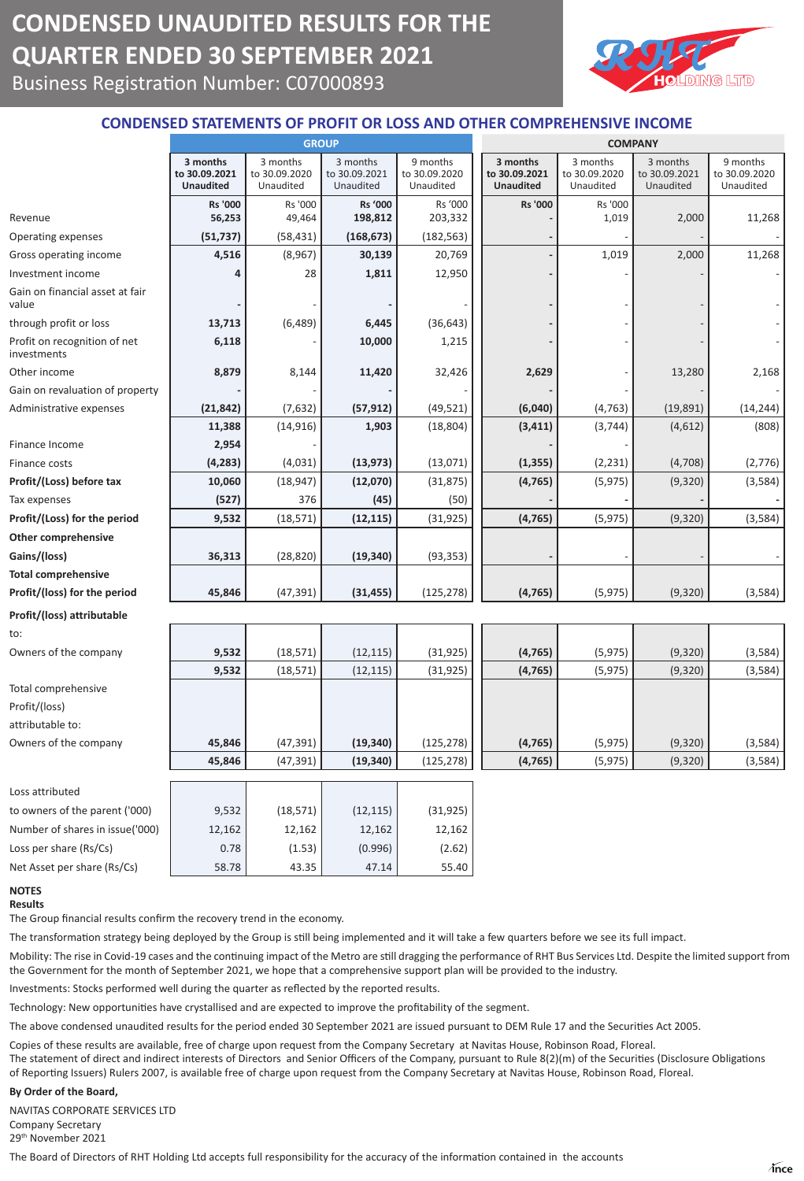# CONDENSED UNAUDITED RESULTS FOR THE QUARTER ENDED 30 SEPTEMBER 2021

Business Registration Number: C07000893

## CONDENSED STATEMENTS OF PROFIT OR LOSS AND OTHER COMPREHENSIVE INCOME

| | GROUP | | | | COMPANY | | | |
|---|---|---|---|---|---|---|---|---|
| | **3 months to 30.09.2021 Unaudited** | 3 months to 30.09.2020 Unaudited | 3 months to 30.09.2021 Unaudited | 9 months to 30.09.2020 Unaudited | **3 months to 30.09.2021 Unaudited** | 3 months to 30.09.2020 Unaudited | 3 months to 30.09.2021 Unaudited | 9 months to 30.09.2020 Unaudited |
| | **Rs '000** | Rs '000 | **Rs '000** | Rs '000 | **Rs '000** | Rs '000 | | |
| Revenue | **56,253** | 49,464 | **198,812** | 203,332 | - | 1,019 | 2,000 | 11,268 |
| Operating expenses | **(51,737)** | (58,431) | **(168,673)** | (182,563) | - | - | - | - |
| Gross operating income | **4,516** | (8,967) | **30,139** | 20,769 | - | 1,019 | 2,000 | 11,268 |
| Investment income | **4** | 28 | **1,811** | 12,950 | - | - | - | - |
| Gain on financial asset at fair value | **-** | - | **-** | - | - | - | - | - |
| through profit or loss | **13,713** | (6,489) | **6,445** | (36,643) | - | - | - | - |
| Profit on recognition of net investments | **6,118** | - | **10,000** | 1,215 | - | - | - | - |
| Other income | **8,879** | 8,144 | **11,420** | 32,426 | **2,629** | - | 13,280 | 2,168 |
| Gain on revaluation of property | **-** | - | **-** | - | - | - | - | - |
| Administrative expenses | **(21,842)** | (7,632) | **(57,912)** | (49,521) | **(6,040)** | (4,763) | (19,891) | (14,244) |
| | **11,388** | (14,916) | **1,903** | (18,804) | **(3,411)** | (3,744) | (4,612) | (808) |
| Finance Income | **2,954** | | | | - | - | | |
| Finance costs | **(4,283)** | (4,031) | **(13,973)** | (13,071) | **(1,355)** | (2,231) | (4,708) | (2,776) |
| **Profit/(Loss) before tax** | **10,060** | (18,947) | **(12,070)** | (31,875) | **(4,765)** | (5,975) | (9,320) | (3,584) |
| Tax expenses | **(527)** | 376 | **(45)** | (50) | - | - | - | - |
| **Profit/(Loss) for the period** | **9,532** | (18,571) | **(12,115)** | (31,925) | **(4,765)** | (5,975) | (9,320) | (3,584) |
| **Other comprehensive** | | | | | | | | |
| **Gains/(loss)** | **36,313** | (28,820) | **(19,340)** | (93,353) | - | - | - | - |
| **Total comprehensive** | | | | | | | | |
| **Profit/(loss) for the period** | **45,846** | (47,391) | **(31,455)** | (125,278) | **(4,765)** | (5,975) | (9,320) | (3,584) |
| **Profit/(loss) attributable to:** | | | | | | | | |
| Owners of the company | **9,532** | (18,571) | (12,115) | (31,925) | **(4,765)** | (5,975) | (9,320) | (3,584) |
| | **9,532** | (18,571) | (12,115) | (31,925) | **(4,765)** | (5,975) | (9,320) | (3,584) |
| Total comprehensive Profit/(loss) attributable to: | | | | | | | | |
| Owners of the company | **45,846** | (47,391) | **(19,340)** | (125,278) | **(4,765)** | (5,975) | (9,320) | (3,584) |
| | **45,846** | (47,391) | **(19,340)** | (125,278) | **(4,765)** | (5,975) | (9,320) | (3,584) |
| Loss attributed | | | | | | | | |
| to owners of the parent ('000) | 9,532 | (18,571) | (12,115) | (31,925) | | | | |
| Number of shares in issue('000) | 12,162 | 12,162 | 12,162 | 12,162 | | | | |
| Loss per share (Rs/Cs) | 0.78 | (1.53) | (0.996) | (2.62) | | | | |
| Net Asset per share (Rs/Cs) | 58.78 | 43.35 | 47.14 | 55.40 | | | | |

**NOTES**

**Results**

The Group financial results confirm the recovery trend in the economy.

The transformation strategy being deployed by the Group is still being implemented and it will take a few quarters before we see its full impact.

Mobility: The rise in Covid-19 cases and the continuing impact of the Metro are still dragging the performance of RHT Bus Services Ltd. Despite the limited support from the Government for the month of September 2021, we hope that a comprehensive support plan will be provided to the industry.

Investments: Stocks performed well during the quarter as reflected by the reported results.

Technology: New opportunities have crystallised and are expected to improve the profitability of the segment.

The above condensed unaudited results for the period ended 30 September 2021 are issued pursuant to DEM Rule 17 and the Securities Act 2005.

Copies of these results are available, free of charge upon request from the Company Secretary at Navitas House, Robinson Road, Floreal.
The statement of direct and indirect interests of Directors and Senior Officers of the Company, pursuant to Rule 8(2)(m) of the Securities (Disclosure Obligations of Reporting Issuers) Rulers 2007, is available free of charge upon request from the Company Secretary at Navitas House, Robinson Road, Floreal.

**By Order of the Board,**

NAVITAS CORPORATE SERVICES LTD
Company Secretary
29th November 2021

The Board of Directors of RHT Holding Ltd accepts full responsibility for the accuracy of the information contained in the accounts